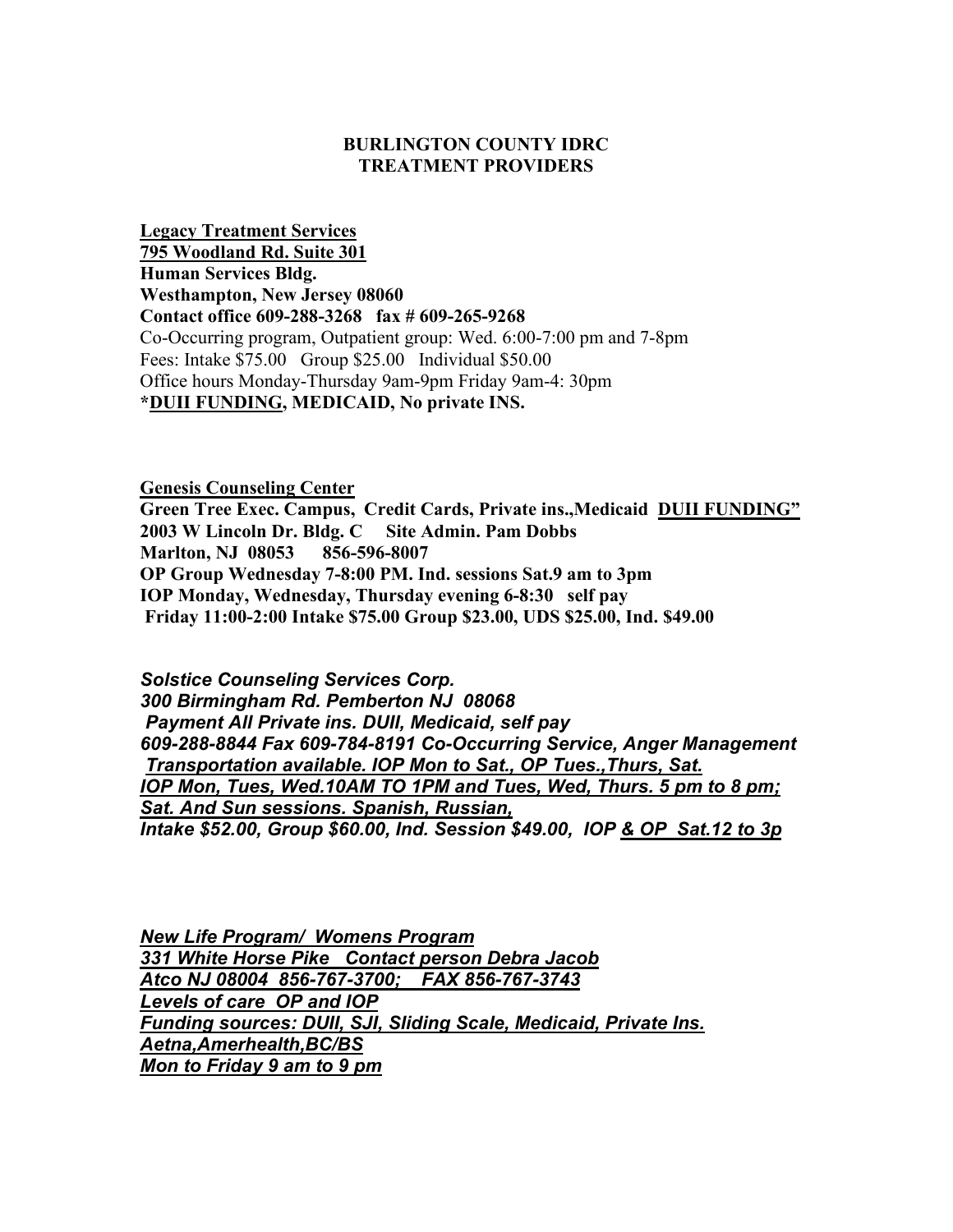# BURLINGTON COUNTY IDRC
# TREATMENT PROVIDERS

**Legacy Treatment Services**
**795 Woodland Rd. Suite 301**
**Human Services Bldg.**
**Westhampton, New Jersey 08060**
**Contact office 609-288-3268 fax # 609-265-9268**
Co-Occurring program, Outpatient group: Wed. 6:00-7:00 pm and 7-8pm
Fees: Intake $75.00 Group $25.00 Individual $50.00
Office hours Monday-Thursday 9am-9pm Friday 9am-4: 30pm
**\*DUII FUNDING, MEDICAID, No private INS.**

**Genesis Counseling Center**
**Green Tree Exec. Campus, Credit Cards, Private ins.,Medicaid DUII FUNDING"**
**2003 W Lincoln Dr. Bldg. C Site Admin. Pam Dobbs**
**Marlton, NJ 08053 856-596-8007**
**OP Group Wednesday 7-8:00 PM. Ind. sessions Sat.9 am to 3pm**
**IOP Monday, Wednesday, Thursday evening 6-8:30 self pay**
**Friday 11:00-2:00 Intake $75.00 Group $23.00, UDS $25.00, Ind. $49.00**

***Solstice Counseling Services Corp.***
***300 Birmingham Rd. Pemberton NJ 08068***
***Payment All Private ins. DUII, Medicaid, self pay***
***609-288-8844 Fax 609-784-8191 Co-Occurring Service, Anger Management***
***Transportation available. IOP Mon to Sat., OP Tues.,Thurs, Sat.***
***IOP Mon, Tues, Wed.10AM TO 1PM and Tues, Wed, Thurs. 5 pm to 8 pm;***
***Sat. And Sun sessions. Spanish, Russian,***
***Intake $52.00, Group $60.00, Ind. Session $49.00, IOP & OP Sat.12 to 3p***

***New Life Program/ Womens Program***
***331 White Horse Pike Contact person Debra Jacob***
***Atco NJ 08004 856-767-3700; FAX 856-767-3743***
***Levels of care OP and IOP***
***Funding sources: DUII, SJI, Sliding Scale, Medicaid, Private Ins.***
***Aetna,Amerhealth,BC/BS***
***Mon to Friday 9 am to 9 pm***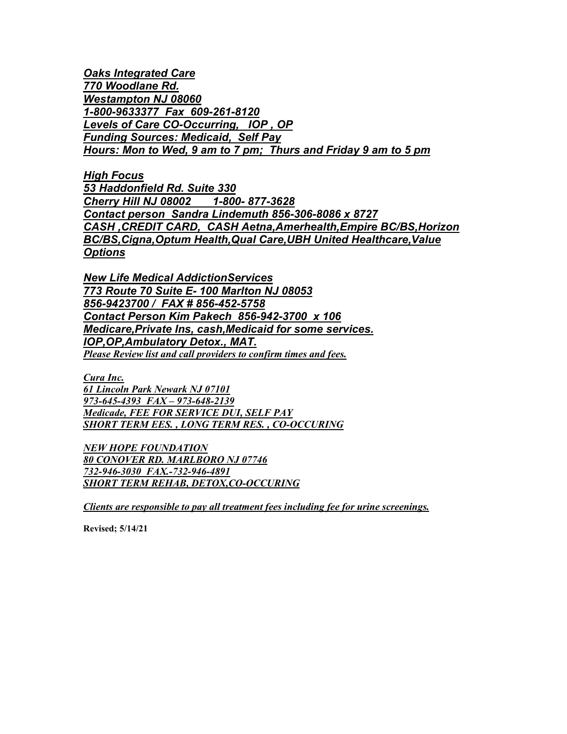***Oaks Integrated Care***
***770 Woodlane Rd.***
***Westampton NJ 08060***
***1-800-9633377 Fax 609-261-8120***
***Levels of Care CO-Occurring, IOP , OP***
***Funding Sources: Medicaid, Self Pay***
***Hours: Mon to Wed, 9 am to 7 pm; Thurs and Friday 9 am to 5 pm***

***High Focus***
***53 Haddonfield Rd. Suite 330***
***Cherry Hill NJ 08002 1-800- 877-3628***
***Contact person Sandra Lindemuth 856-306-8086 x 8727***
***CASH ,CREDIT CARD, CASH Aetna,Amerhealth,Empire BC/BS,Horizon BC/BS,Cigna,Optum Health,Qual Care,UBH United Healthcare,Value Options***

***New Life Medical AddictionServices***
***773 Route 70 Suite E- 100 Marlton NJ 08053***
***856-9423700 / FAX # 856-452-5758***
***Contact Person Kim Pakech 856-942-3700 x 106***
***Medicare,Private Ins, cash,Medicaid for some services.***
***IOP,OP,Ambulatory Detox., MAT.***
***Please Review list and call providers to confirm times and fees.***

***Cura Inc.***
***61 Lincoln Park Newark NJ 07101***
***973-645-4393 FAX – 973-648-2139***
***Medicade, FEE FOR SERVICE DUI, SELF PAY***
***SHORT TERM EES. , LONG TERM RES. , CO-OCCURING***

***NEW HOPE FOUNDATION***
***80 CONOVER RD. MARLBORO NJ 07746***
***732-946-3030 FAX.-732-946-4891***
***SHORT TERM REHAB, DETOX,CO-OCCURING***

***Clients are responsible to pay all treatment fees including fee for urine screenings.***

**Revised; 5/14/21**